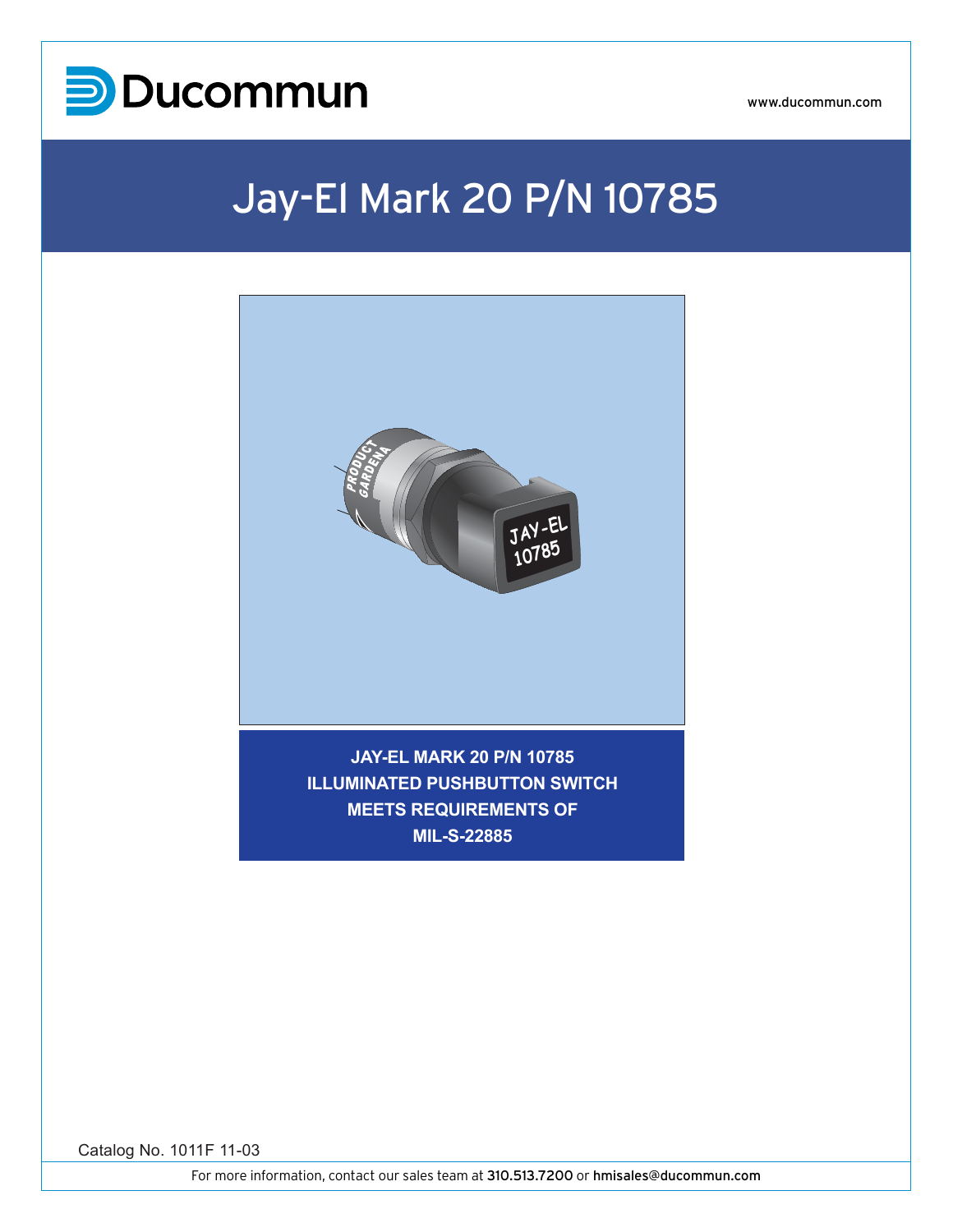Ducommun

www.ducommun.com

# Jay-El Mark 20 P/N 10785

**JAY-EL MARK 20 P/N 10785**
**ILLUMINATED PUSHBUTTON SWITCH**
**MEETS REQUIREMENTS OF**
**MIL-S-22885**

Catalog No. 1011F 11-03

For more information, contact our sales team at 310.513.7200 or hmisales@ducommun.com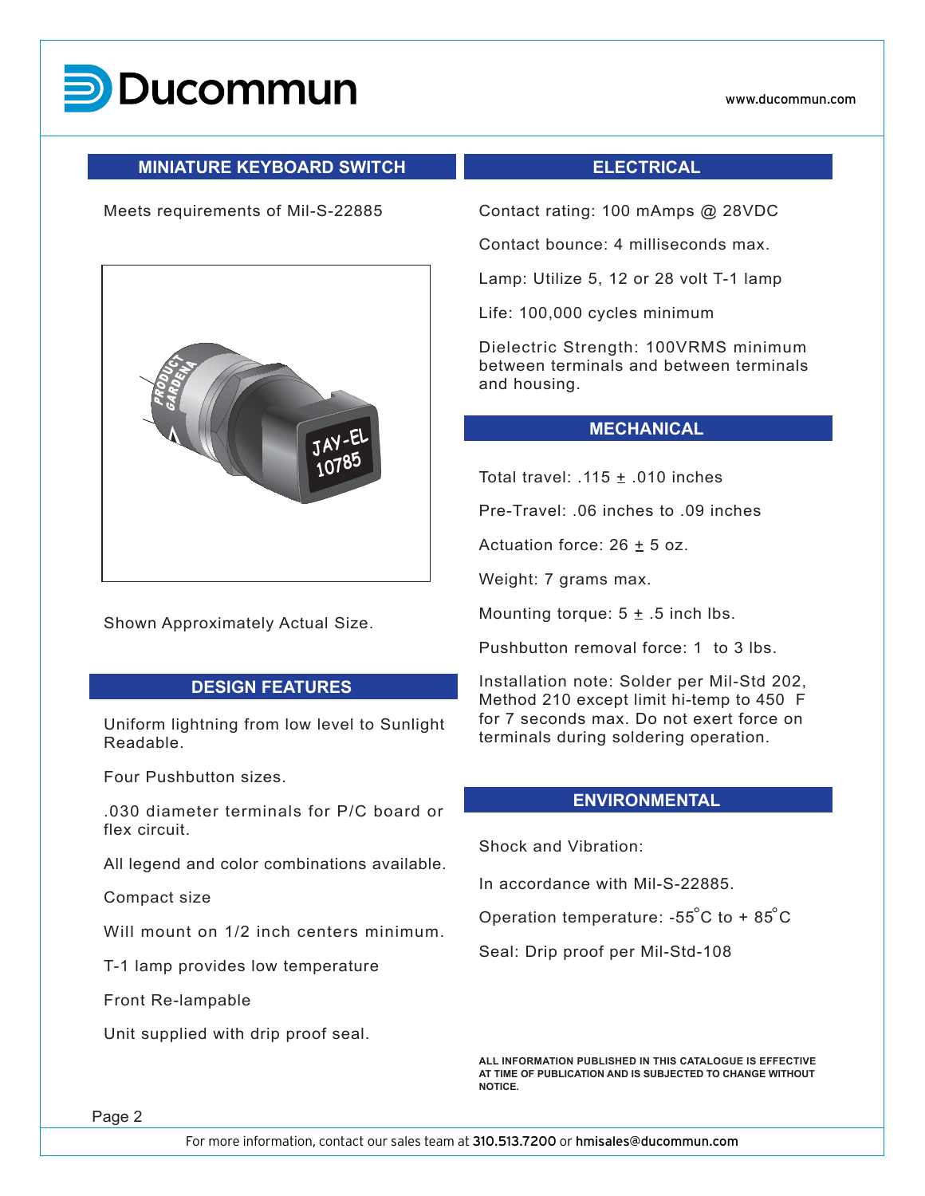# Ducommun

www.ducommun.com

## MINIATURE KEYBOARD SWITCH

Meets requirements of Mil-S-22885

Shown Approximately Actual Size.

## DESIGN FEATURES

Uniform lightning from low level to Sunlight Readable.

Four Pushbutton sizes.

.030 diameter terminals for P/C board or flex circuit.

All legend and color combinations available.

Compact size

Will mount on 1/2 inch centers minimum.

T-1 lamp provides low temperature

Front Re-lampable

Unit supplied with drip proof seal.

## ELECTRICAL

Contact rating: 100 mAmps @ 28VDC

Contact bounce: 4 milliseconds max.

Lamp: Utilize 5, 12 or 28 volt T-1 lamp

Life: 100,000 cycles minimum

Dielectric Strength: 100VRMS minimum between terminals and between terminals and housing.

## MECHANICAL

Total travel: .115 ± .010 inches

Pre-Travel: .06 inches to .09 inches

Actuation force: 26 ± 5 oz.

Weight: 7 grams max.

Mounting torque: 5 ± .5 inch lbs.

Pushbutton removal force: 1 to 3 lbs.

Installation note: Solder per Mil-Std 202, Method 210 except limit hi-temp to 450 F for 7 seconds max. Do not exert force on terminals during soldering operation.

## ENVIRONMENTAL

Shock and Vibration:

In accordance with Mil-S-22885.

Operation temperature: -55°C to + 85°C

Seal: Drip proof per Mil-Std-108

**ALL INFORMATION PUBLISHED IN THIS CATALOGUE IS EFFECTIVE AT TIME OF PUBLICATION AND IS SUBJECTED TO CHANGE WITHOUT NOTICE.**

For more information, contact our sales team at 310.513.7200 or hmisales@ducommun.com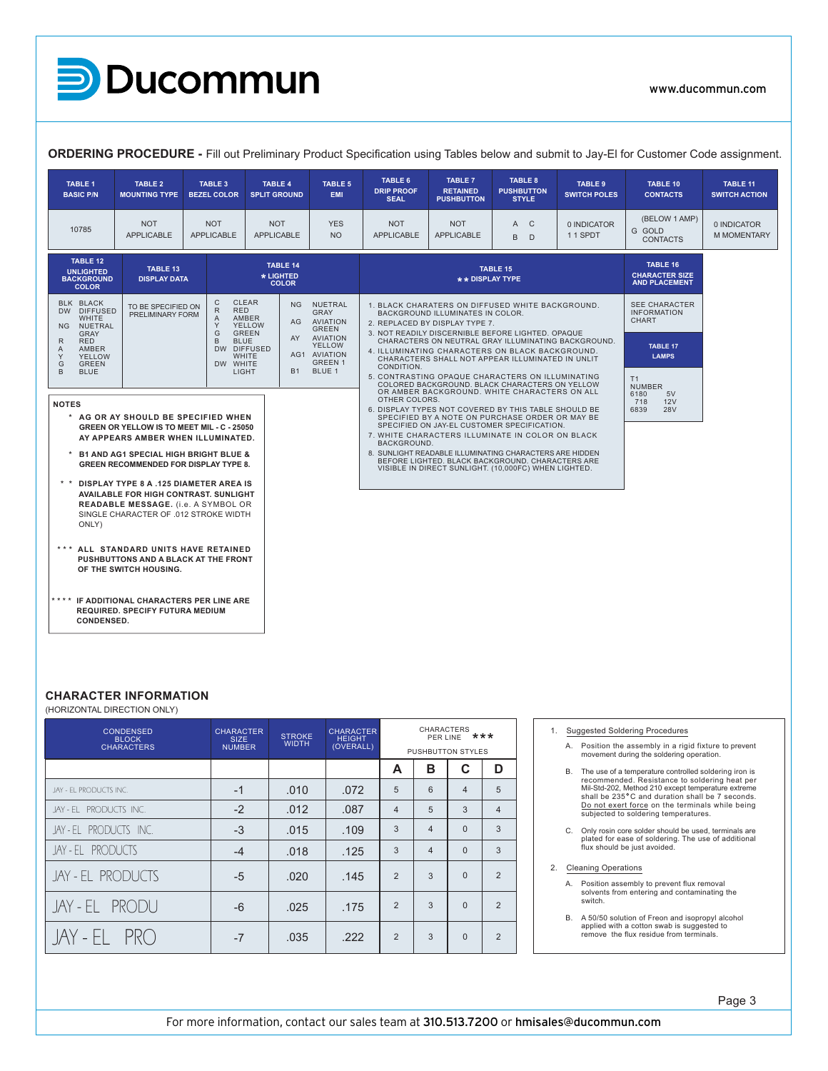**ORDERING PROCEDURE -** Fill out Preliminary Product Specification using Tables below and submit to Jay-El for Customer Code assignment.

| TABLE 1 BASIC P/N | TABLE 2 MOUNTING TYPE | TABLE 3 BEZEL COLOR | TABLE 4 SPLIT GROUND | TABLE 5 EMI | TABLE 6 DRIP PROOF SEAL | TABLE 7 RETAINED PUSHBUTTON | TABLE 8 PUSHBUTTON STYLE | TABLE 9 SWITCH POLES | TABLE 10 CONTACTS | TABLE 11 SWITCH ACTION |
|---|---|---|---|---|---|---|---|---|---|---|
| 10785 | NOT APPLICABLE | NOT APPLICABLE | NOT APPLICABLE | YES NO | NOT APPLICABLE | NOT APPLICABLE | A C B D | 0 INDICATOR 1 1 SPDT | (BELOW 1 AMP) G GOLD CONTACTS | 0 INDICATOR M MOMENTARY |

| TABLE 12 UNLIGHTED BACKGROUND COLOR | TABLE 13 DISPLAY DATA | TABLE 14 * LIGHTED COLOR | |
|---|---|---|---|
| BLK BLACK<br>DW DIFFUSED WHITE<br>NG NUETRAL GRAY<br>R RED<br>A AMBER<br>Y YELLOW<br>G GREEN<br>B BLUE | TO BE SPECIFIED ON PRELIMINARY FORM | C CLEAR<br>R RED<br>A AMBER<br>Y YELLOW<br>G GREEN<br>B BLUE<br>DW DIFFUSED WHITE<br>DW WHITE LIGHT | NG NUETRAL GRAY<br>AG AVIATION GREEN<br>AY AVIATION YELLOW<br>AG1 AVIATION GREEN 1<br>B1 BLUE 1 |

**TABLE 15 ** DISPLAY TYPE**

1. BLACK CHARATERS ON DIFFUSED WHITE BACKGROUND. BACKGROUND ILLUMINATES IN COLOR.
2. REPLACED BY DISPLAY TYPE 7.
3. NOT READILY DISCERNIBLE BEFORE LIGHTED. OPAQUE CHARACTERS ON NEUTRAL GRAY ILLUMINATING BACKGROUND.
4. ILLUMINATING CHARACTERS ON BLACK BACKGROUND. CHARACTERS SHALL NOT APPEAR ILLUMINATED IN UNLIT CONDITION.
5. CONTRASTING OPAQUE CHARACTERS ON ILLUMINATING COLORED BACKGROUND. BLACK CHARACTERS ON YELLOW OR AMBER BACKGROUND. WHITE CHARACTERS ON ALL OTHER COLORS.
6. DISPLAY TYPES NOT COVERED BY THIS TABLE SHOULD BE SPECIFIED BY A NOTE ON PURCHASE ORDER OR MAY BE SPECIFIED ON JAY-EL CUSTOMER SPECIFICATION.
7. WHITE CHARACTERS ILLUMINATE IN COLOR ON BLACK BACKGROUND.
8. SUNLIGHT READABLE ILLUMINATING CHARACTERS ARE HIDDEN BEFORE LIGHTED. BLACK BACKGROUND. CHARACTERS ARE VISIBLE IN DIRECT SUNLIGHT. (10,000FC) WHEN LIGHTED.

**TABLE 16 CHARACTER SIZE AND PLACEMENT**

SEE CHARACTER INFORMATION CHART

**TABLE 17 LAMPS**

| T1 NUMBER | |
|---|---|
| 6180 | 5V |
| 718 | 12V |
| 6839 | 28V |

**NOTES**

- \* **AG OR AY SHOULD BE SPECIFIED WHEN GREEN OR YELLOW IS TO MEET MIL - C - 25050 AY APPEARS AMBER WHEN ILLUMINATED.**
- \* **B1 AND AG1 SPECIAL HIGH BRIGHT BLUE & GREEN RECOMMENDED FOR DISPLAY TYPE 8.**
- \*\* **DISPLAY TYPE 8 A .125 DIAMETER AREA IS AVAILABLE FOR HIGH CONTRAST. SUNLIGHT READABLE MESSAGE.** (i.e. A SYMBOL OR SINGLE CHARACTER OF .012 STROKE WIDTH ONLY)
- \*\*\* **ALL STANDARD UNITS HAVE RETAINED PUSHBUTTONS AND A BLACK AT THE FRONT OF THE SWITCH HOUSING.**
- \*\*\*\* **IF ADDITIONAL CHARACTERS PER LINE ARE REQUIRED. SPECIFY FUTURA MEDIUM CONDENSED.**

## CHARACTER INFORMATION

(HORIZONTAL DIRECTION ONLY)

| CONDENSED BLOCK CHARACTERS | CHARACTER SIZE NUMBER | STROKE WIDTH | CHARACTER HEIGHT (OVERALL) | CHARACTERS PER LINE *** PUSHBUTTON STYLES | | | |
|---|---|---|---|---|---|---|---|
| | | | | A | B | C | D |
| JAY - EL PRODUCTS INC. | -1 | .010 | .072 | 5 | 6 | 4 | 5 |
| JAY - EL PRODUCTS INC. | -2 | .012 | .087 | 4 | 5 | 3 | 4 |
| JAY - EL PRODUCTS INC. | -3 | .015 | .109 | 3 | 4 | 0 | 3 |
| JAY - EL PRODUCTS | -4 | .018 | .125 | 3 | 4 | 0 | 3 |
| JAY - EL PRODUCTS | -5 | .020 | .145 | 2 | 3 | 0 | 2 |
| JAY - EL PRODU | -6 | .025 | .175 | 2 | 3 | 0 | 2 |
| JAY - EL PRO | -7 | .035 | .222 | 2 | 3 | 0 | 2 |

1. Suggested Soldering Procedures
   A. Position the assembly in a rigid fixture to prevent movement during the soldering operation.
   B. The use of a temperature controlled soldering iron is recommended. Resistance to soldering heat per Mil-Std-202, Method 210 except temperature extreme shall be 235°C and duration shall be 7 seconds. Do not exert force on the terminals while being subjected to soldering temperatures.
   C. Only rosin core solder should be used, terminals are plated for ease of soldering. The use of additional flux should be just avoided.
2. Cleaning Operations
   A. Position assembly to prevent flux removal solvents from entering and contaminating the switch.
   B. A 50/50 solution of Freon and isopropyl alcohol applied with a cotton swab is suggested to remove the flux residue from terminals.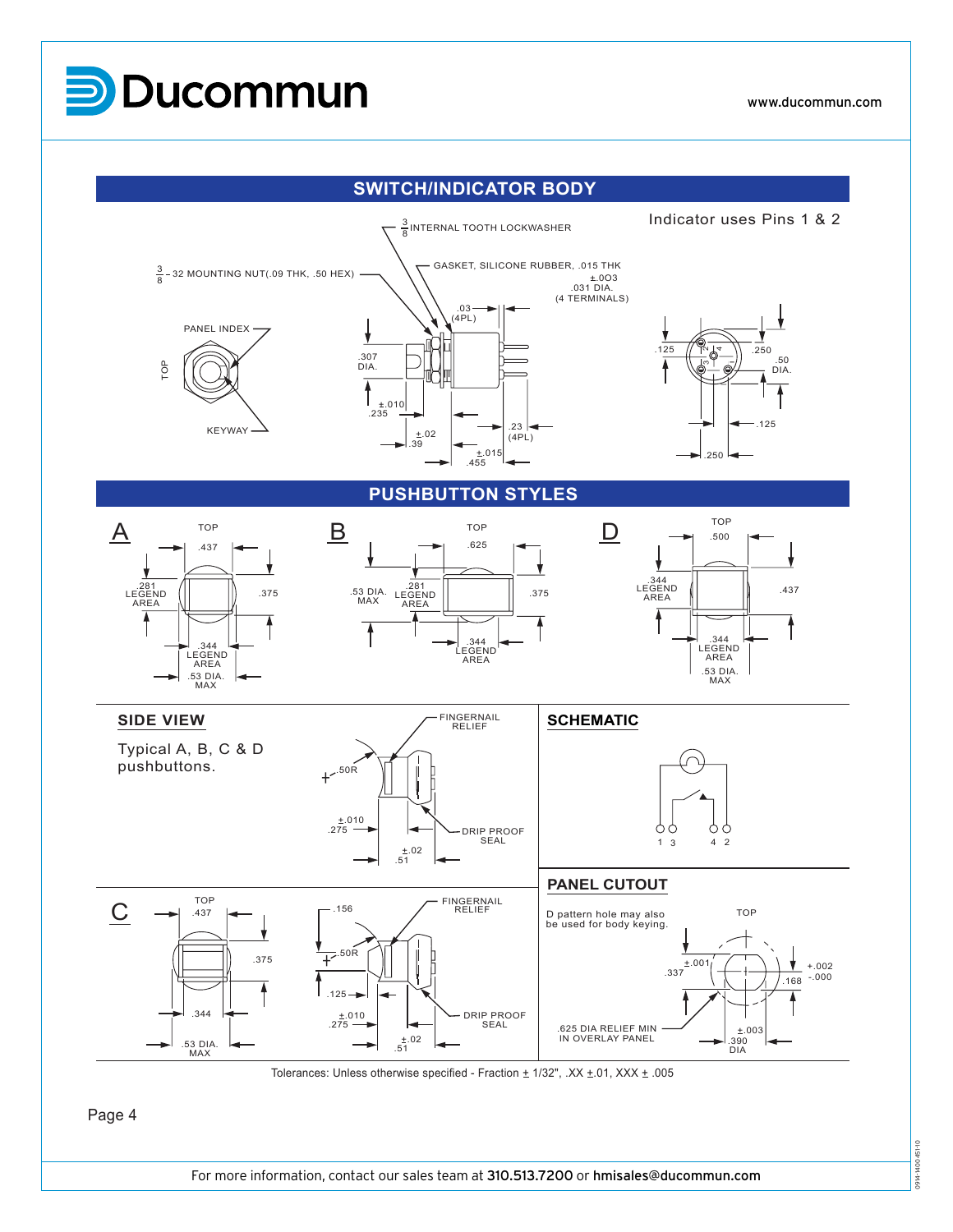## SWITCH/INDICATOR BODY

Indicator uses Pins 1 & 2

$\frac{3}{8}$ INTERNAL TOOTH LOCKWASHER

$\frac{3}{8}$ - 32 MOUNTING NUT(.09 THK, .50 HEX)

GASKET, SILICONE RUBBER, .015 THK

±.003
.031 DIA.
(4 TERMINALS)

PANEL INDEX

TOP

KEYWAY

.03
(4PL)

.307
DIA.

±.010
.235

±.02
.39

.23
(4PL)

±.015
.455

.125

.250

.50
DIA.

.125

.250

## PUSHBUTTON STYLES

A

TOP

.437

.281
LEGEND
AREA

.375

.344
LEGEND
AREA

.53 DIA.
MAX

B

TOP

.625

.53 DIA.
MAX

.281
LEGEND
AREA

.375

.344
LEGEND
AREA

D

TOP

.500

.344
LEGEND
AREA

.437

.344
LEGEND
AREA

.53 DIA.
MAX

### SIDE VIEW

Typical A, B, C & D pushbuttons.

FINGERNAIL RELIEF

.50R

±.010
.275

DRIP PROOF SEAL

±.02
.51

### SCHEMATIC

1 3 4 2

C

TOP

.437

.375

.344

.53 DIA.
MAX

.156

FINGERNAIL RELIEF

.50R

.125

±.010
.275

DRIP PROOF SEAL

±.02
.51

### PANEL CUTOUT

D pattern hole may also be used for body keying.

TOP

±.001
.337

+.002
-.000
.168

.625 DIA RELIEF MIN IN OVERLAY PANEL

±.003
.390
DIA

Tolerances: Unless otherwise specified - Fraction ± 1/32", .XX ±.01, XXX ± .005